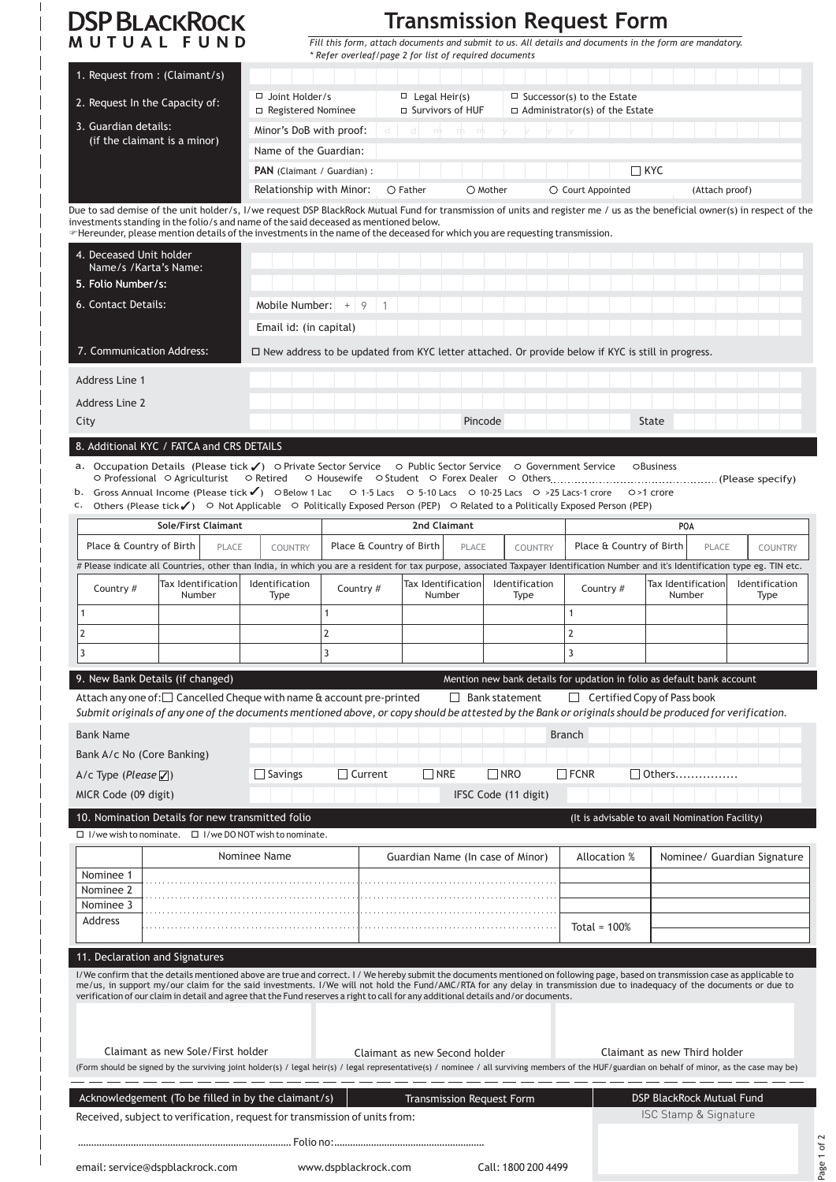# DSP BLACKROCK MUTUAL FUND

# Transmission Request Form

*Fill this form, attach documents and submit to us. All details and documents in the form are mandatory.*
*\* Refer overleaf/page 2 for list of required documents*

| | |
|---|---|
| 1. Request from : (Claimant/s) | |
| 2. Request In the Capacity of: | ☐ Joint Holder/s ☐ Legal Heir(s) ☐ Successor(s) to the Estate ☐ Registered Nominee ☐ Survivors of HUF ☐ Administrator(s) of the Estate |
| 3. Guardian details: (if the claimant is a minor) | Minor's DoB with proof: d d m m y y y y |
| | Name of the Guardian: |
| | **PAN** (Claimant / Guardian) : ☐ KYC |
| | Relationship with Minor: ○ Father ○ Mother ○ Court Appointed (Attach proof) |

Due to sad demise of the unit holder/s, I/we request DSP BlackRock Mutual Fund for transmission of units and register me / us as the beneficial owner(s) in respect of the investments standing in the folio/s and name of the said deceased as mentioned below.
☞Hereunder, please mention details of the investments in the name of the deceased for which you are requesting transmission.

| | |
|---|---|
| 4. Deceased Unit holder Name/s /Karta's Name: | |
| **5. Folio Number/s:** | |
| 6. Contact Details: | Mobile Number: + 9 1 |
| | Email id: (in capital) |
| 7. Communication Address: | ☐ New address to be updated from KYC letter attached. Or provide below if KYC is still in progress. |
| Address Line 1 | |
| Address Line 2 | |
| City | Pincode State |

## 8. Additional KYC / FATCA and CRS DETAILS

a. Occupation Details (Please tick ✓) ○ Private Sector Service ○ Public Sector Service ○ Government Service ○Business ○ Professional ○ Agriculturist ○ Retired ○ Housewife ○ Student ○ Forex Dealer ○ Others.............................................(Please specify)

b. Gross Annual Income (Please tick ✓) ○Below 1 Lac ○ 1-5 Lacs ○ 5-10 Lacs ○ 10-25 Lacs ○ >25 Lacs-1 crore ○>1 crore

c. Others (Please tick ✓) ○ Not Applicable ○ Politically Exposed Person (PEP) ○ Related to a Politically Exposed Person (PEP)

| Sole/First Claimant | | | 2nd Claimant | | | POA | | |
|---|---|---|---|---|---|---|---|---|
| Place & Country of Birth | PLACE | COUNTRY | Place & Country of Birth | PLACE | COUNTRY | Place & Country of Birth | PLACE | COUNTRY |

# Please indicate all Countries, other than India, in which you are a resident for tax purpose, associated Taxpayer Identification Number and it's Identification type eg. TIN etc.

| Country # | Tax Identification Number | Identification Type | Country # | Tax Identification Number | Identification Type | Country # | Tax Identification Number | Identification Type |
|---|---|---|---|---|---|---|---|---|
| 1 | | | 1 | | | 1 | | |
| 2 | | | 2 | | | 2 | | |
| 3 | | | 3 | | | 3 | | |

## 9. New Bank Details (if changed)

Mention new bank details for updation in folio as default bank account

Attach any one of: ☐ Cancelled Cheque with name & account pre-printed ☐ Bank statement ☐ Certified Copy of Pass book

*Submit originals of any one of the documents mentioned above, or copy should be attested by the Bank or originals should be produced for verification.*

| | |
|---|---|
| Bank Name | Branch |
| Bank A/c No (Core Banking) | |
| A/c Type (*Please* ☑) | ☐ Savings ☐ Current ☐ NRE ☐ NRO ☐ FCNR ☐ Others................ |
| MICR Code (09 digit) | IFSC Code (11 digit) |

## 10. Nomination Details for new transmitted folio

(It is advisable to avail Nomination Facility)

☐ I/we wish to nominate. ☐ I/we DO NOT wish to nominate.

| | Nominee Name | Guardian Name (In case of Minor) | Allocation % | Nominee/ Guardian Signature |
|---|---|---|---|---|
| Nominee 1 | | | | |
| Nominee 2 | | | | |
| Nominee 3 | | | | |
| Address | | | Total = 100% | |

## 11. Declaration and Signatures

I/We confirm that the details mentioned above are true and correct. I / We hereby submit the documents mentioned on following page, based on transmission case as applicable to me/us, in support my/our claim for the said investments. I/We will not hold the Fund/AMC/RTA for any delay in transmission due to inadequacy of the documents or due to verification of our claim in detail and agree that the Fund reserves a right to call for any additional details and/or documents.

| Claimant as new Sole/First holder | Claimant as new Second holder | Claimant as new Third holder |
|---|---|---|

(Form should be signed by the surviving joint holder(s) / legal heir(s) / legal representative(s) / nominee / all surviving members of the HUF/guardian on behalf of minor, as the case may be)

---

**Acknowledgement (To be filled in by the claimant/s)** — Transmission Request Form — DSP BlackRock Mutual Fund

Received, subject to verification, request for transmission of units from:

................................................................................ Folio no:.........................................................

ISC Stamp & Signature

email: service@dspblackrock.com www.dspblackrock.com Call: 1800 200 4499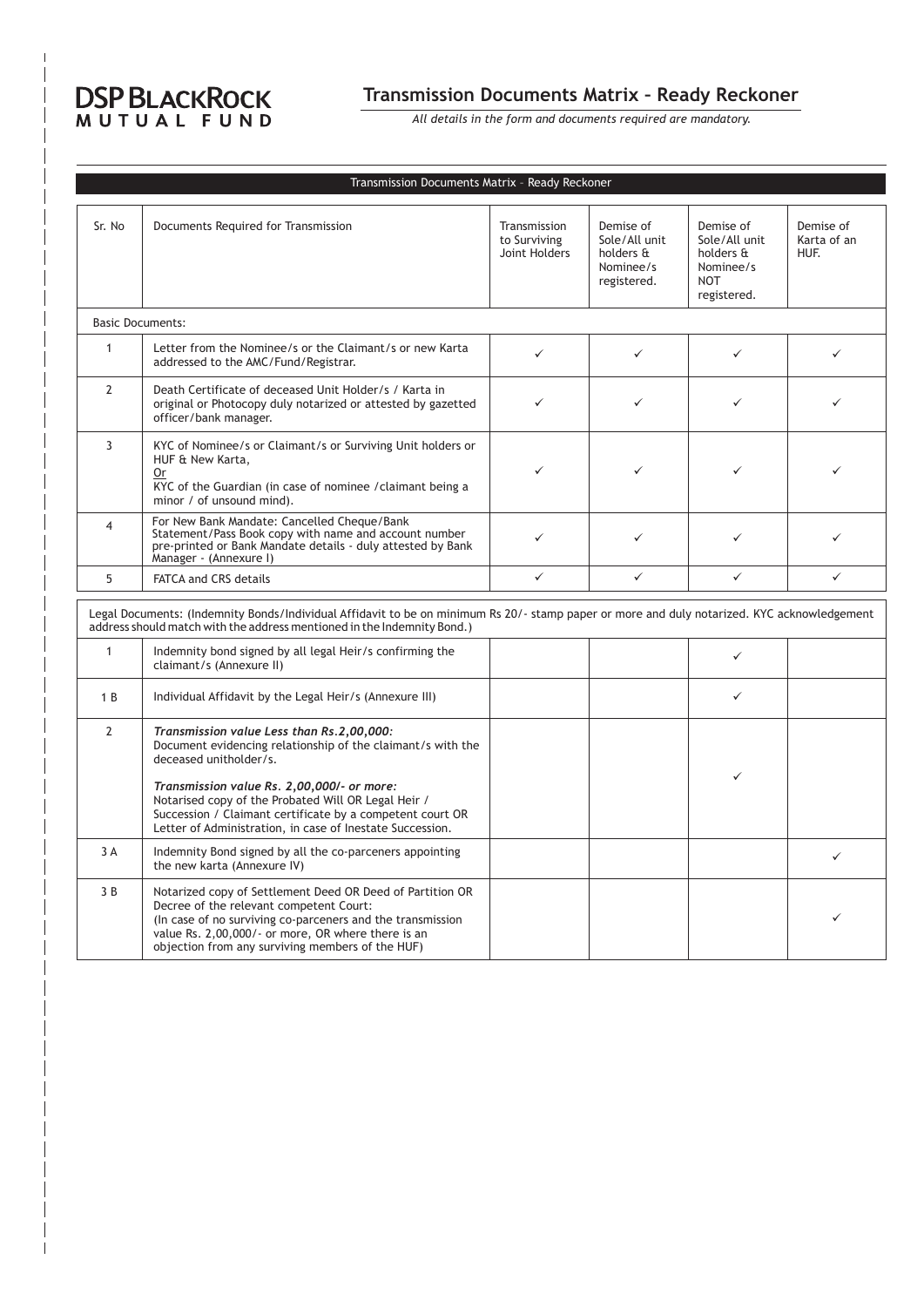DSP BLACKROCK MUTUAL FUND

# Transmission Documents Matrix – Ready Reckoner

*All details in the form and documents required are mandatory.*

## Transmission Documents Matrix – Ready Reckoner

| Sr. No | Documents Required for Transmission | Transmission to Surviving Joint Holders | Demise of Sole/All unit holders & Nominee/s registered. | Demise of Sole/All unit holders & Nominee/s NOT registered. | Demise of Karta of an HUF. |
|---|---|---|---|---|---|
| **Basic Documents:** | | | | | |
| 1 | Letter from the Nominee/s or the Claimant/s or new Karta addressed to the AMC/Fund/Registrar. | ✓ | ✓ | ✓ | ✓ |
| 2 | Death Certificate of deceased Unit Holder/s / Karta in original or Photocopy duly notarized or attested by gazetted officer/bank manager. | ✓ | ✓ | ✓ | ✓ |
| 3 | KYC of Nominee/s or Claimant/s or Surviving Unit holders or HUF & New Karta, Or KYC of the Guardian (in case of nominee /claimant being a minor / of unsound mind). | ✓ | ✓ | ✓ | ✓ |
| 4 | For New Bank Mandate: Cancelled Cheque/Bank Statement/Pass Book copy with name and account number pre-printed or Bank Mandate details - duly attested by Bank Manager - (Annexure I) | ✓ | ✓ | ✓ | ✓ |
| 5 | FATCA and CRS details | ✓ | ✓ | ✓ | ✓ |
| **Legal Documents:** (Indemnity Bonds/Individual Affidavit to be on minimum Rs 20/- stamp paper or more and duly notarized. KYC acknowledgement address should match with the address mentioned in the Indemnity Bond.) | | | | | |
| 1 | Indemnity bond signed by all legal Heir/s confirming the claimant/s (Annexure II) | | | ✓ | |
| 1 B | Individual Affidavit by the Legal Heir/s (Annexure III) | | | ✓ | |
| 2 | ***Transmission value Less than Rs.2,00,000:*** Document evidencing relationship of the claimant/s with the deceased unitholder/s. ***Transmission value Rs. 2,00,000/- or more:*** Notarised copy of the Probated Will OR Legal Heir / Succession / Claimant certificate by a competent court OR Letter of Administration, in case of Inestate Succession. | | | ✓ | |
| 3 A | Indemnity Bond signed by all the co-parceners appointing the new karta (Annexure IV) | | | | ✓ |
| 3 B | Notarized copy of Settlement Deed OR Deed of Partition OR Decree of the relevant competent Court: (In case of no surviving co-parceners and the transmission value Rs. 2,00,000/- or more, OR where there is an objection from any surviving members of the HUF) | | | | ✓ |